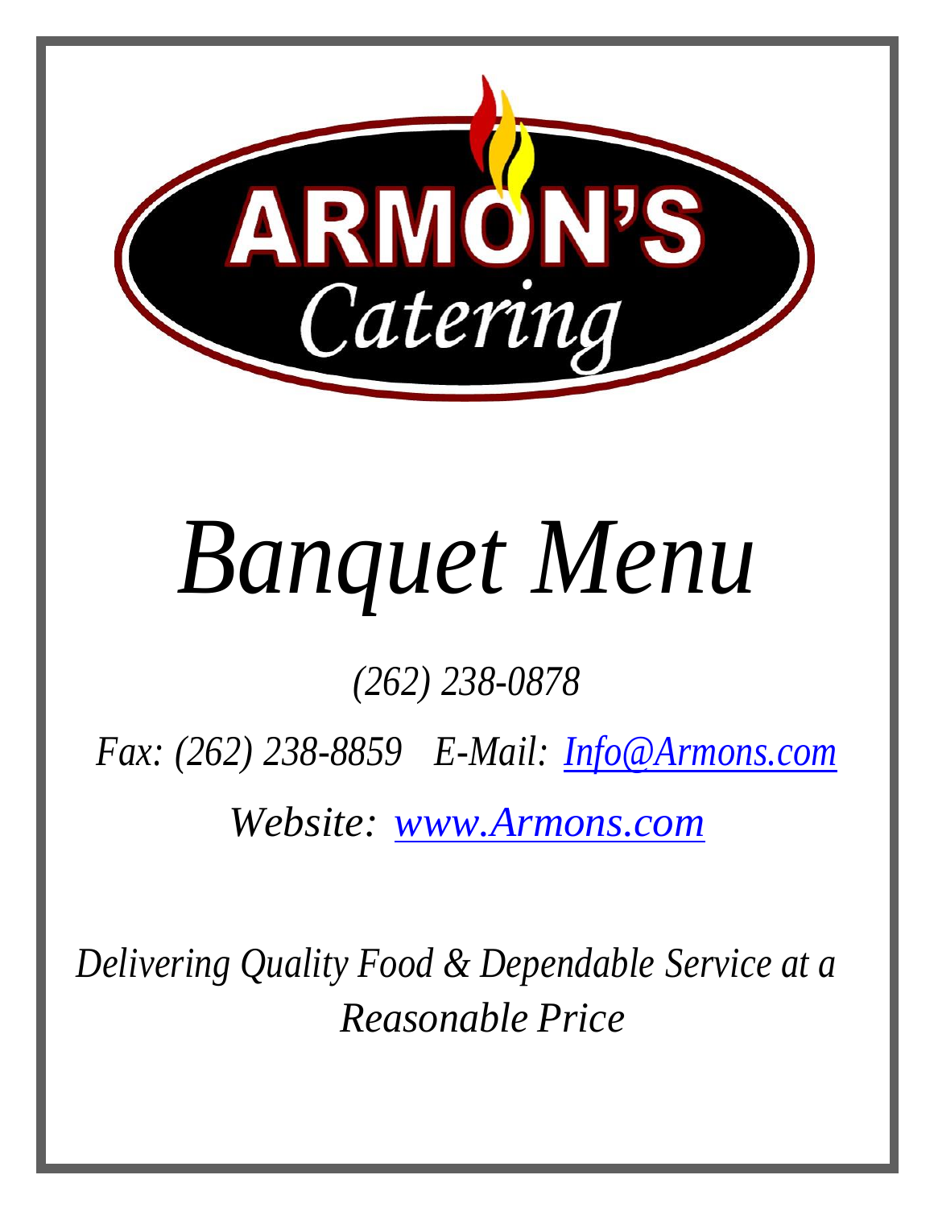# ARMON'S Catering

# *Banquet Menu*

*(262) 238-0878*

*Fax: (262) 238-8859   E-Mail: [Info@Armons.com](mailto:Info@Armons.com)*

*Website: [www.Armons.com](http://www.Armons.com)*

*Delivering Quality Food & Dependable Service at a Reasonable Price*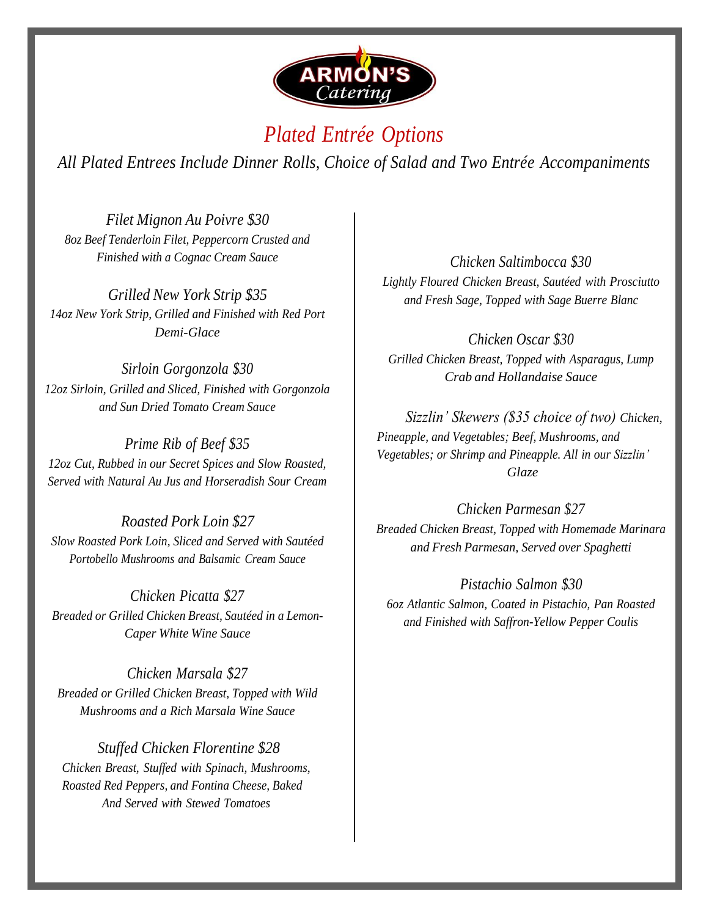ARMON'S Catering

# *Plated Entrée Options*

*All Plated Entrees Include Dinner Rolls, Choice of Salad and Two Entrée Accompaniments*

*Filet Mignon Au Poivre $30*
*8oz Beef Tenderloin Filet, Peppercorn Crusted and Finished with a Cognac Cream Sauce*

*Grilled New York Strip $35*
*14oz New York Strip, Grilled and Finished with Red Port Demi-Glace*

*Sirloin Gorgonzola $30*
*12oz Sirloin, Grilled and Sliced, Finished with Gorgonzola and Sun Dried Tomato Cream Sauce*

*Prime Rib of Beef $35*
*12oz Cut, Rubbed in our Secret Spices and Slow Roasted, Served with Natural Au Jus and Horseradish Sour Cream*

*Roasted Pork Loin $27*
*Slow Roasted Pork Loin, Sliced and Served with Sautéed Portobello Mushrooms and Balsamic Cream Sauce*

*Chicken Picatta $27*
*Breaded or Grilled Chicken Breast, Sautéed in a Lemon-Caper White Wine Sauce*

*Chicken Marsala $27*
*Breaded or Grilled Chicken Breast, Topped with Wild Mushrooms and a Rich Marsala Wine Sauce*

*Stuffed Chicken Florentine $28*
*Chicken Breast, Stuffed with Spinach, Mushrooms, Roasted Red Peppers, and Fontina Cheese, Baked And Served with Stewed Tomatoes*

*Chicken Saltimbocca $30*
*Lightly Floured Chicken Breast, Sautéed with Prosciutto and Fresh Sage, Topped with Sage Buerre Blanc*

*Chicken Oscar $30*
*Grilled Chicken Breast, Topped with Asparagus, Lump Crab and Hollandaise Sauce*

*Sizzlin' Skewers ($35 choice of two) Chicken, Pineapple, and Vegetables; Beef, Mushrooms, and Vegetables; or Shrimp and Pineapple. All in our Sizzlin' Glaze*

*Chicken Parmesan $27*
*Breaded Chicken Breast, Topped with Homemade Marinara and Fresh Parmesan, Served over Spaghetti*

*Pistachio Salmon $30*
*6oz Atlantic Salmon, Coated in Pistachio, Pan Roasted and Finished with Saffron-Yellow Pepper Coulis*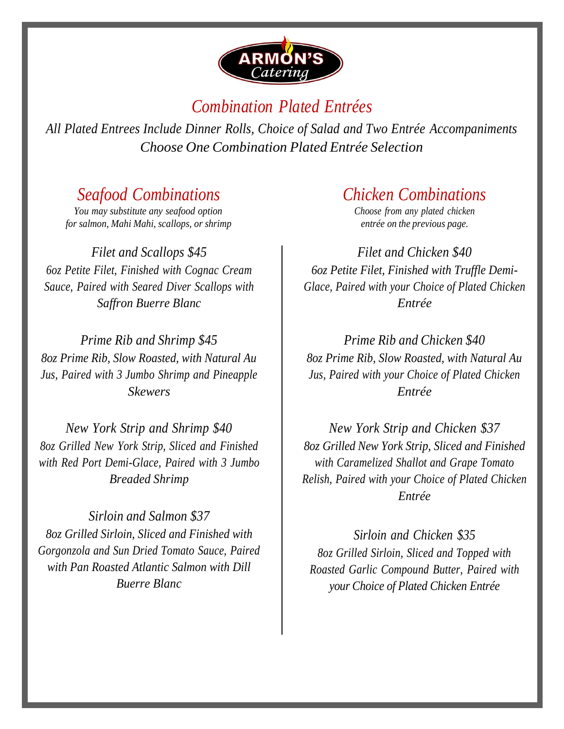# Combination Plated Entrées

*All Plated Entrees Include Dinner Rolls, Choice of Salad and Two Entrée Accompaniments*
*Choose One Combination Plated Entrée Selection*

## Seafood Combinations

*You may substitute any seafood option for salmon, Mahi Mahi, scallops, or shrimp*

### Filet and Scallops $45

*6oz Petite Filet, Finished with Cognac Cream Sauce, Paired with Seared Diver Scallops with Saffron Buerre Blanc*

### Prime Rib and Shrimp $45

*8oz Prime Rib, Slow Roasted, with Natural Au Jus, Paired with 3 Jumbo Shrimp and Pineapple Skewers*

### New York Strip and Shrimp $40

*8oz Grilled New York Strip, Sliced and Finished with Red Port Demi-Glace, Paired with 3 Jumbo Breaded Shrimp*

### Sirloin and Salmon $37

*8oz Grilled Sirloin, Sliced and Finished with Gorgonzola and Sun Dried Tomato Sauce, Paired with Pan Roasted Atlantic Salmon with Dill Buerre Blanc*

## Chicken Combinations

*Choose from any plated chicken entrée on the previous page.*

### Filet and Chicken $40

*6oz Petite Filet, Finished with Truffle Demi-Glace, Paired with your Choice of Plated Chicken Entrée*

### Prime Rib and Chicken $40

*8oz Prime Rib, Slow Roasted, with Natural Au Jus, Paired with your Choice of Plated Chicken Entrée*

### New York Strip and Chicken $37

*8oz Grilled New York Strip, Sliced and Finished with Caramelized Shallot and Grape Tomato Relish, Paired with your Choice of Plated Chicken Entrée*

### Sirloin and Chicken $35

*8oz Grilled Sirloin, Sliced and Topped with Roasted Garlic Compound Butter, Paired with your Choice of Plated Chicken Entrée*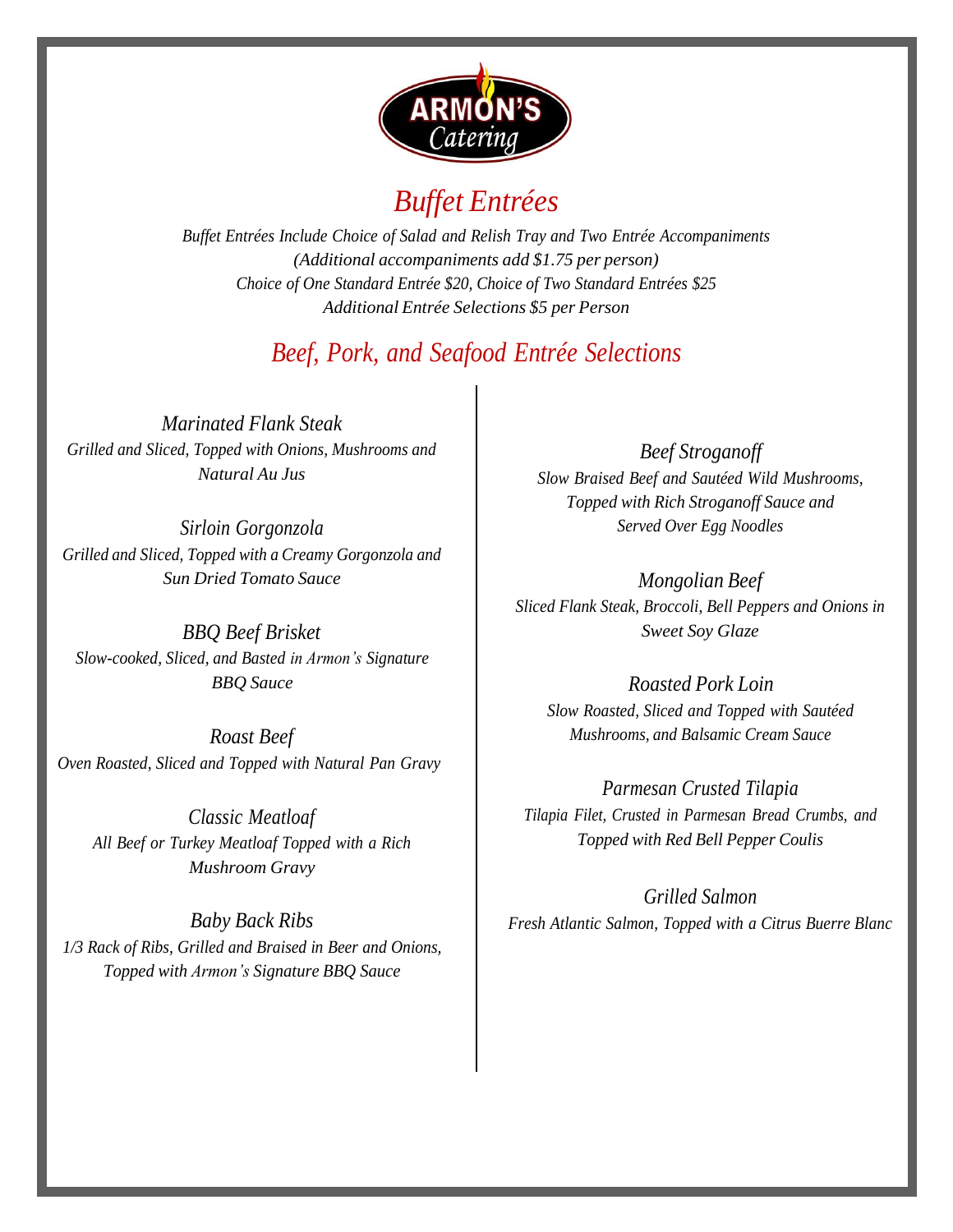ARMON'S
Catering

# *Buffet Entrées*

*Buffet Entrées Include Choice of Salad and Relish Tray and Two Entrée Accompaniments*
*(Additional accompaniments add $1.75 per person)*
*Choice of One Standard Entrée $20, Choice of Two Standard Entrées $25*
*Additional Entrée Selections $5 per Person*

## *Beef, Pork, and Seafood Entrée Selections*

*Marinated Flank Steak*
*Grilled and Sliced, Topped with Onions, Mushrooms and Natural Au Jus*

*Sirloin Gorgonzola*
*Grilled and Sliced, Topped with a Creamy Gorgonzola and Sun Dried Tomato Sauce*

*BBQ Beef Brisket*
*Slow-cooked, Sliced, and Basted in Armon's Signature BBQ Sauce*

*Roast Beef*
*Oven Roasted, Sliced and Topped with Natural Pan Gravy*

*Classic Meatloaf*
*All Beef or Turkey Meatloaf Topped with a Rich Mushroom Gravy*

*Baby Back Ribs*
*1/3 Rack of Ribs, Grilled and Braised in Beer and Onions, Topped with Armon's Signature BBQ Sauce*

*Beef Stroganoff*
*Slow Braised Beef and Sautéed Wild Mushrooms, Topped with Rich Stroganoff Sauce and Served Over Egg Noodles*

*Mongolian Beef*
*Sliced Flank Steak, Broccoli, Bell Peppers and Onions in Sweet Soy Glaze*

*Roasted Pork Loin*
*Slow Roasted, Sliced and Topped with Sautéed Mushrooms, and Balsamic Cream Sauce*

*Parmesan Crusted Tilapia*
*Tilapia Filet, Crusted in Parmesan Bread Crumbs, and Topped with Red Bell Pepper Coulis*

*Grilled Salmon*
*Fresh Atlantic Salmon, Topped with a Citrus Buerre Blanc*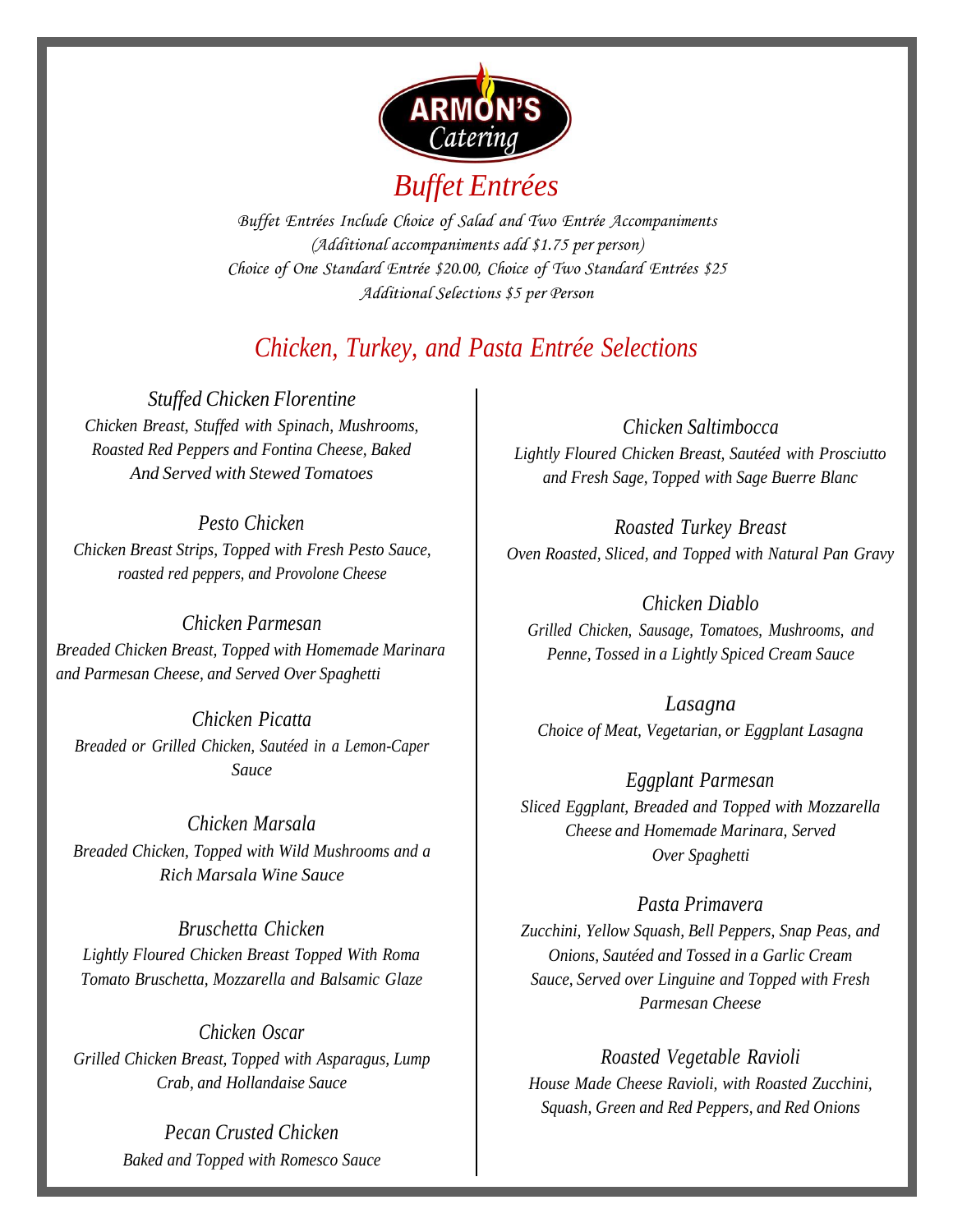ARMON'S Catering

# Buffet Entrées

*Buffet Entrées Include Choice of Salad and Two Entrée Accompaniments*
*(Additional accompaniments add $1.75 per person)*
*Choice of One Standard Entrée $20.00, Choice of Two Standard Entrées $25*
*Additional Selections $5 per Person*

## Chicken, Turkey, and Pasta Entrée Selections

### Stuffed Chicken Florentine
*Chicken Breast, Stuffed with Spinach, Mushrooms, Roasted Red Peppers and Fontina Cheese, Baked And Served with Stewed Tomatoes*

### Pesto Chicken
*Chicken Breast Strips, Topped with Fresh Pesto Sauce, roasted red peppers, and Provolone Cheese*

### Chicken Parmesan
*Breaded Chicken Breast, Topped with Homemade Marinara and Parmesan Cheese, and Served Over Spaghetti*

### Chicken Picatta
*Breaded or Grilled Chicken, Sautéed in a Lemon-Caper Sauce*

### Chicken Marsala
*Breaded Chicken, Topped with Wild Mushrooms and a Rich Marsala Wine Sauce*

### Bruschetta Chicken
*Lightly Floured Chicken Breast Topped With Roma Tomato Bruschetta, Mozzarella and Balsamic Glaze*

### Chicken Oscar
*Grilled Chicken Breast, Topped with Asparagus, Lump Crab, and Hollandaise Sauce*

### Pecan Crusted Chicken
*Baked and Topped with Romesco Sauce*

### Chicken Saltimbocca
*Lightly Floured Chicken Breast, Sautéed with Prosciutto and Fresh Sage, Topped with Sage Buerre Blanc*

### Roasted Turkey Breast
*Oven Roasted, Sliced, and Topped with Natural Pan Gravy*

### Chicken Diablo
*Grilled Chicken, Sausage, Tomatoes, Mushrooms, and Penne, Tossed in a Lightly Spiced Cream Sauce*

### Lasagna
*Choice of Meat, Vegetarian, or Eggplant Lasagna*

### Eggplant Parmesan
*Sliced Eggplant, Breaded and Topped with Mozzarella Cheese and Homemade Marinara, Served Over Spaghetti*

### Pasta Primavera
*Zucchini, Yellow Squash, Bell Peppers, Snap Peas, and Onions, Sautéed and Tossed in a Garlic Cream Sauce, Served over Linguine and Topped with Fresh Parmesan Cheese*

### Roasted Vegetable Ravioli
*House Made Cheese Ravioli, with Roasted Zucchini, Squash, Green and Red Peppers, and Red Onions*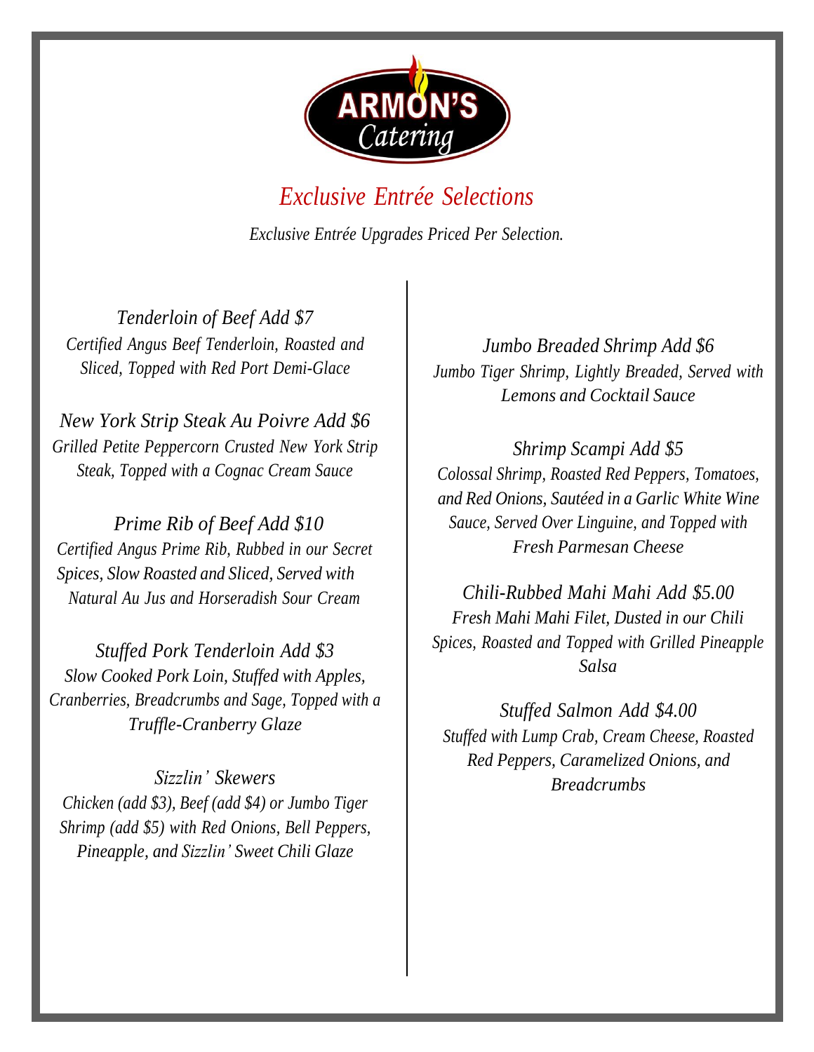ARMON'S Catering

# *Exclusive Entrée Selections*

*Exclusive Entrée Upgrades Priced Per Selection.*

*Tenderloin of Beef Add $7*
*Certified Angus Beef Tenderloin, Roasted and Sliced, Topped with Red Port Demi-Glace*

*New York Strip Steak Au Poivre Add $6*
*Grilled Petite Peppercorn Crusted New York Strip Steak, Topped with a Cognac Cream Sauce*

*Prime Rib of Beef Add $10*
*Certified Angus Prime Rib, Rubbed in our Secret Spices, Slow Roasted and Sliced, Served with Natural Au Jus and Horseradish Sour Cream*

*Stuffed Pork Tenderloin Add $3*
*Slow Cooked Pork Loin, Stuffed with Apples, Cranberries, Breadcrumbs and Sage, Topped with a Truffle-Cranberry Glaze*

*Sizzlin' Skewers*
*Chicken (add $3), Beef (add $4) or Jumbo Tiger Shrimp (add $5) with Red Onions, Bell Peppers, Pineapple, and Sizzlin' Sweet Chili Glaze*

*Jumbo Breaded Shrimp Add $6*
*Jumbo Tiger Shrimp, Lightly Breaded, Served with Lemons and Cocktail Sauce*

*Shrimp Scampi Add $5*
*Colossal Shrimp, Roasted Red Peppers, Tomatoes, and Red Onions, Sautéed in a Garlic White Wine Sauce, Served Over Linguine, and Topped with Fresh Parmesan Cheese*

*Chili-Rubbed Mahi Mahi Add $5.00*
*Fresh Mahi Mahi Filet, Dusted in our Chili Spices, Roasted and Topped with Grilled Pineapple Salsa*

*Stuffed Salmon Add $4.00*
*Stuffed with Lump Crab, Cream Cheese, Roasted Red Peppers, Caramelized Onions, and Breadcrumbs*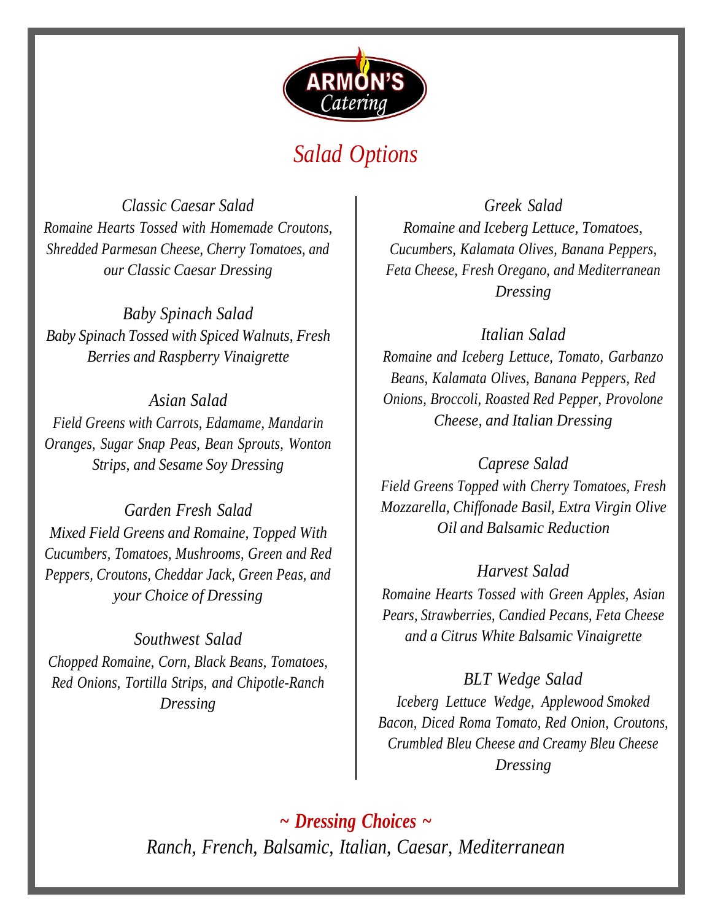ARMON'S Catering

# *Salad Options*

### *Classic Caesar Salad*

*Romaine Hearts Tossed with Homemade Croutons, Shredded Parmesan Cheese, Cherry Tomatoes, and our Classic Caesar Dressing*

### *Baby Spinach Salad*

*Baby Spinach Tossed with Spiced Walnuts, Fresh Berries and Raspberry Vinaigrette*

### *Asian Salad*

*Field Greens with Carrots, Edamame, Mandarin Oranges, Sugar Snap Peas, Bean Sprouts, Wonton Strips, and Sesame Soy Dressing*

### *Garden Fresh Salad*

*Mixed Field Greens and Romaine, Topped With Cucumbers, Tomatoes, Mushrooms, Green and Red Peppers, Croutons, Cheddar Jack, Green Peas, and your Choice of Dressing*

### *Southwest Salad*

*Chopped Romaine, Corn, Black Beans, Tomatoes, Red Onions, Tortilla Strips, and Chipotle-Ranch Dressing*

### *Greek Salad*

*Romaine and Iceberg Lettuce, Tomatoes, Cucumbers, Kalamata Olives, Banana Peppers, Feta Cheese, Fresh Oregano, and Mediterranean Dressing*

### *Italian Salad*

*Romaine and Iceberg Lettuce, Tomato, Garbanzo Beans, Kalamata Olives, Banana Peppers, Red Onions, Broccoli, Roasted Red Pepper, Provolone Cheese, and Italian Dressing*

### *Caprese Salad*

*Field Greens Topped with Cherry Tomatoes, Fresh Mozzarella, Chiffonade Basil, Extra Virgin Olive Oil and Balsamic Reduction*

### *Harvest Salad*

*Romaine Hearts Tossed with Green Apples, Asian Pears, Strawberries, Candied Pecans, Feta Cheese and a Citrus White Balsamic Vinaigrette*

### *BLT Wedge Salad*

*Iceberg Lettuce Wedge, Applewood Smoked Bacon, Diced Roma Tomato, Red Onion, Croutons, Crumbled Bleu Cheese and Creamy Bleu Cheese Dressing*

## *~ Dressing Choices ~*

*Ranch, French, Balsamic, Italian, Caesar, Mediterranean*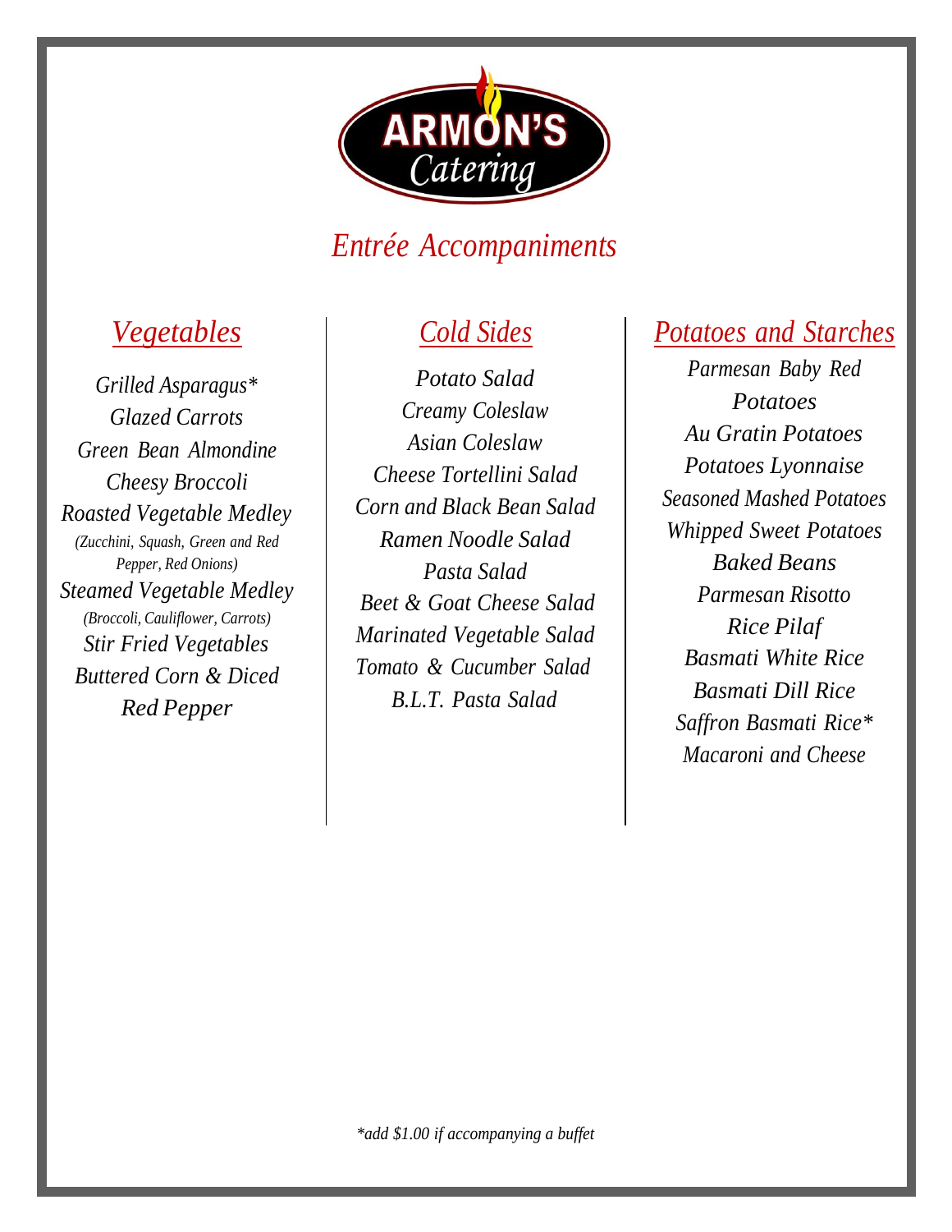# ARMON'S Catering

## Entrée Accompaniments

### Vegetables

*Grilled Asparagus**
*Glazed Carrots*
*Green Bean Almondine*
*Cheesy Broccoli*
*Roasted Vegetable Medley*
*(Zucchini, Squash, Green and Red Pepper, Red Onions)*
*Steamed Vegetable Medley*
*(Broccoli, Cauliflower, Carrots)*
*Stir Fried Vegetables*
*Buttered Corn & Diced Red Pepper*

### Cold Sides

*Potato Salad*
*Creamy Coleslaw*
*Asian Coleslaw*
*Cheese Tortellini Salad*
*Corn and Black Bean Salad*
*Ramen Noodle Salad*
*Pasta Salad*
*Beet & Goat Cheese Salad*
*Marinated Vegetable Salad*
*Tomato & Cucumber Salad*
*B.L.T. Pasta Salad*

### Potatoes and Starches

*Parmesan Baby Red Potatoes*
*Au Gratin Potatoes*
*Potatoes Lyonnaise*
*Seasoned Mashed Potatoes*
*Whipped Sweet Potatoes*
*Baked Beans*
*Parmesan Risotto*
*Rice Pilaf*
*Basmati White Rice*
*Basmati Dill Rice*
*Saffron Basmati Rice**
*Macaroni and Cheese*

*\*add $1.00 if accompanying a buffet*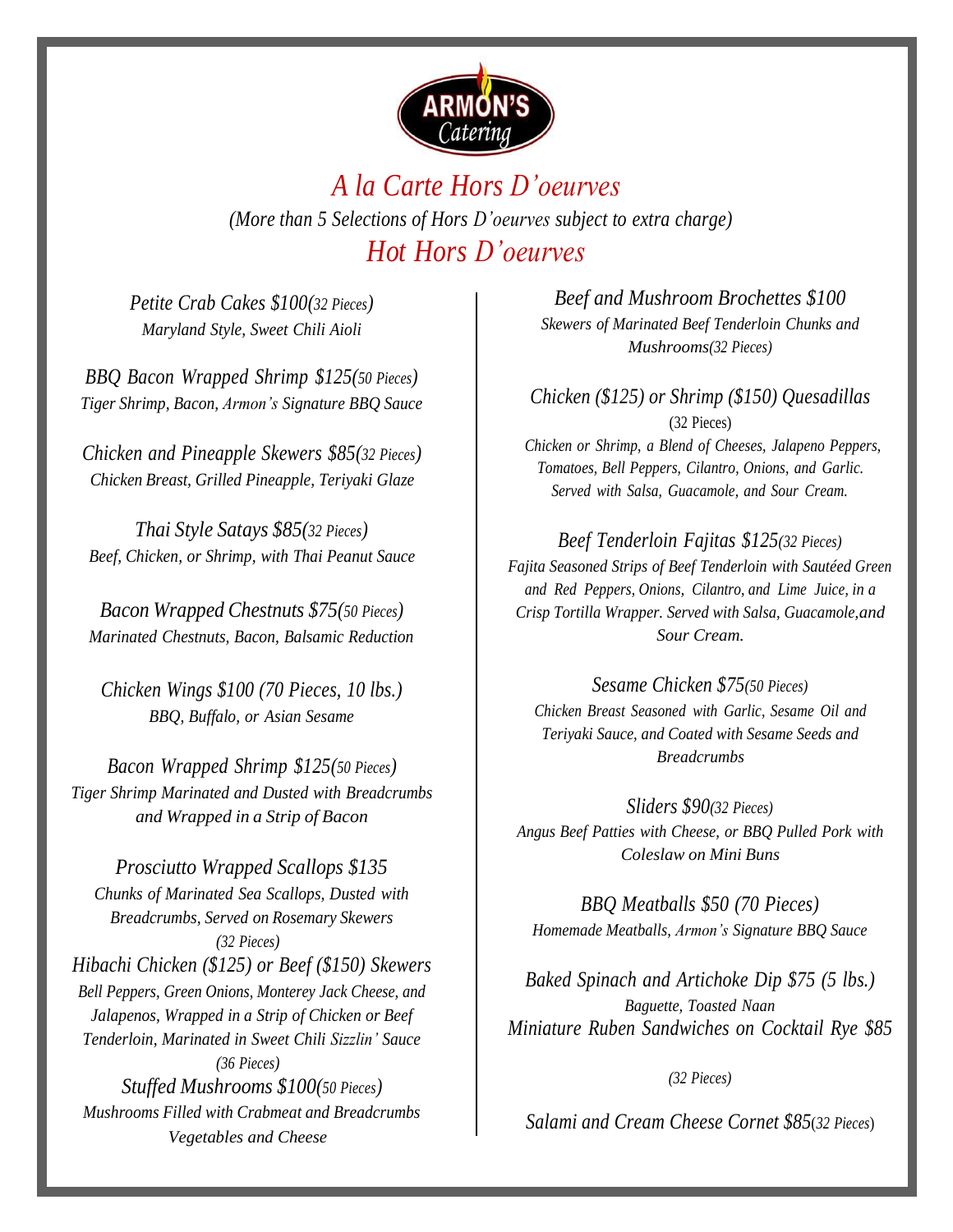ARMON'S Catering

# *A la Carte Hors D'oeurves*

*(More than 5 Selections of Hors D'oeurves subject to extra charge)*

## *Hot Hors D'oeurves*

*Petite Crab Cakes $100(32 Pieces)*
*Maryland Style, Sweet Chili Aioli*

*BBQ Bacon Wrapped Shrimp $125(50 Pieces)*
*Tiger Shrimp, Bacon, Armon's Signature BBQ Sauce*

*Chicken and Pineapple Skewers $85(32 Pieces)*
*Chicken Breast, Grilled Pineapple, Teriyaki Glaze*

*Thai Style Satays $85(32 Pieces)*
*Beef, Chicken, or Shrimp, with Thai Peanut Sauce*

*Bacon Wrapped Chestnuts $75(50 Pieces)*
*Marinated Chestnuts, Bacon, Balsamic Reduction*

*Chicken Wings $100 (70 Pieces, 10 lbs.)*
*BBQ, Buffalo, or Asian Sesame*

*Bacon Wrapped Shrimp $125(50 Pieces)*
*Tiger Shrimp Marinated and Dusted with Breadcrumbs and Wrapped in a Strip of Bacon*

*Prosciutto Wrapped Scallops $135*
*Chunks of Marinated Sea Scallops, Dusted with Breadcrumbs, Served on Rosemary Skewers*
*(32 Pieces)*

*Hibachi Chicken ($125) or Beef ($150) Skewers*
*Bell Peppers, Green Onions, Monterey Jack Cheese, and Jalapenos, Wrapped in a Strip of Chicken or Beef Tenderloin, Marinated in Sweet Chili Sizzlin' Sauce*
*(36 Pieces)*

*Stuffed Mushrooms $100(50 Pieces)*
*Mushrooms Filled with Crabmeat and Breadcrumbs Vegetables and Cheese*

*Beef and Mushroom Brochettes $100*
*Skewers of Marinated Beef Tenderloin Chunks and Mushrooms(32 Pieces)*

*Chicken ($125) or Shrimp ($150) Quesadillas*
(32 Pieces)
*Chicken or Shrimp, a Blend of Cheeses, Jalapeno Peppers, Tomatoes, Bell Peppers, Cilantro, Onions, and Garlic. Served with Salsa, Guacamole, and Sour Cream.*

*Beef Tenderloin Fajitas $125(32 Pieces)*
*Fajita Seasoned Strips of Beef Tenderloin with Sautéed Green and Red Peppers, Onions, Cilantro, and Lime Juice, in a Crisp Tortilla Wrapper. Served with Salsa, Guacamole, and Sour Cream.*

*Sesame Chicken $75(50 Pieces)*
*Chicken Breast Seasoned with Garlic, Sesame Oil and Teriyaki Sauce, and Coated with Sesame Seeds and Breadcrumbs*

*Sliders $90(32 Pieces)*
*Angus Beef Patties with Cheese, or BBQ Pulled Pork with Coleslaw on Mini Buns*

*BBQ Meatballs $50 (70 Pieces)*
*Homemade Meatballs, Armon's Signature BBQ Sauce*

*Baked Spinach and Artichoke Dip $75 (5 lbs.)*
*Baguette, Toasted Naan*

*Miniature Ruben Sandwiches on Cocktail Rye $85*
*(32 Pieces)*

*Salami and Cream Cheese Cornet $85(32 Pieces)*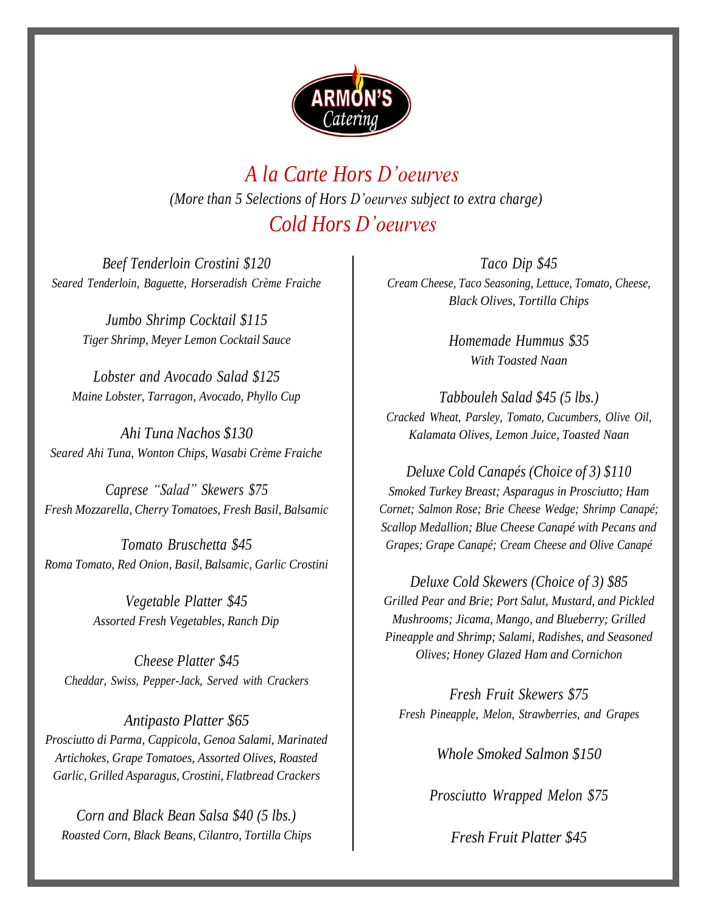ARMON'S Catering

# *A la Carte Hors D'oeurves*

*(More than 5 Selections of Hors D'oeurves subject to extra charge)*

## *Cold Hors D'oeurves*

*Beef Tenderloin Crostini $120*
*Seared Tenderloin, Baguette, Horseradish Crème Fraiche*

*Jumbo Shrimp Cocktail $115*
*Tiger Shrimp, Meyer Lemon Cocktail Sauce*

*Lobster and Avocado Salad $125*
*Maine Lobster, Tarragon, Avocado, Phyllo Cup*

*Ahi Tuna Nachos $130*
*Seared Ahi Tuna, Wonton Chips, Wasabi Crème Fraiche*

*Caprese "Salad" Skewers $75*
*Fresh Mozzarella, Cherry Tomatoes, Fresh Basil, Balsamic*

*Tomato Bruschetta $45*
*Roma Tomato, Red Onion, Basil, Balsamic, Garlic Crostini*

*Vegetable Platter $45*
*Assorted Fresh Vegetables, Ranch Dip*

*Cheese Platter $45*
*Cheddar, Swiss, Pepper-Jack, Served with Crackers*

*Antipasto Platter $65*
*Prosciutto di Parma, Cappicola, Genoa Salami, Marinated Artichokes, Grape Tomatoes, Assorted Olives, Roasted Garlic, Grilled Asparagus, Crostini, Flatbread Crackers*

*Corn and Black Bean Salsa $40 (5 lbs.)*
*Roasted Corn, Black Beans, Cilantro, Tortilla Chips*

*Taco Dip $45*
*Cream Cheese, Taco Seasoning, Lettuce, Tomato, Cheese, Black Olives, Tortilla Chips*

*Homemade Hummus $35*
*With Toasted Naan*

*Tabbouleh Salad $45 (5 lbs.)*
*Cracked Wheat, Parsley, Tomato, Cucumbers, Olive Oil, Kalamata Olives, Lemon Juice, Toasted Naan*

*Deluxe Cold Canapés (Choice of 3) $110*
*Smoked Turkey Breast; Asparagus in Prosciutto; Ham Cornet; Salmon Rose; Brie Cheese Wedge; Shrimp Canapé; Scallop Medallion; Blue Cheese Canapé with Pecans and Grapes; Grape Canapé; Cream Cheese and Olive Canapé*

*Deluxe Cold Skewers (Choice of 3) $85*
*Grilled Pear and Brie; Port Salut, Mustard, and Pickled Mushrooms; Jicama, Mango, and Blueberry; Grilled Pineapple and Shrimp; Salami, Radishes, and Seasoned Olives; Honey Glazed Ham and Cornichon*

*Fresh Fruit Skewers $75*
*Fresh Pineapple, Melon, Strawberries, and Grapes*

*Whole Smoked Salmon $150*

*Prosciutto Wrapped Melon $75*

*Fresh Fruit Platter $45*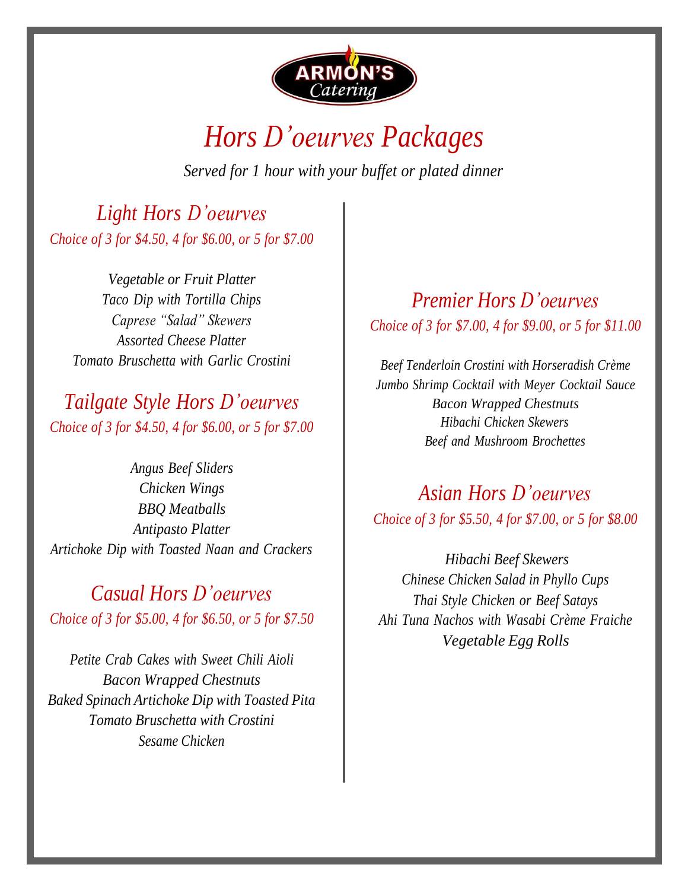ARMON'S
*Catering*

# *Hors D'oeurves Packages*

*Served for 1 hour with your buffet or plated dinner*

## *Light Hors D'oeurves*

*Choice of 3 for $4.50, 4 for $6.00, or 5 for $7.00*

*Vegetable or Fruit Platter*
*Taco Dip with Tortilla Chips*
*Caprese "Salad" Skewers*
*Assorted Cheese Platter*
*Tomato Bruschetta with Garlic Crostini*

## *Tailgate Style Hors D'oeurves*

*Choice of 3 for $4.50, 4 for $6.00, or 5 for $7.00*

*Angus Beef Sliders*
*Chicken Wings*
*BBQ Meatballs*
*Antipasto Platter*
*Artichoke Dip with Toasted Naan and Crackers*

## *Casual Hors D'oeurves*

*Choice of 3 for $5.00, 4 for $6.50, or 5 for $7.50*

*Petite Crab Cakes with Sweet Chili Aioli*
*Bacon Wrapped Chestnuts*
*Baked Spinach Artichoke Dip with Toasted Pita*
*Tomato Bruschetta with Crostini*
*Sesame Chicken*

## *Premier Hors D'oeurves*

*Choice of 3 for $7.00, 4 for $9.00, or 5 for $11.00*

*Beef Tenderloin Crostini with Horseradish Crème*
*Jumbo Shrimp Cocktail with Meyer Cocktail Sauce*
*Bacon Wrapped Chestnuts*
*Hibachi Chicken Skewers*
*Beef and Mushroom Brochettes*

## *Asian Hors D'oeurves*

*Choice of 3 for $5.50, 4 for $7.00, or 5 for $8.00*

*Hibachi Beef Skewers*
*Chinese Chicken Salad in Phyllo Cups*
*Thai Style Chicken or Beef Satays*
*Ahi Tuna Nachos with Wasabi Crème Fraiche*
*Vegetable Egg Rolls*